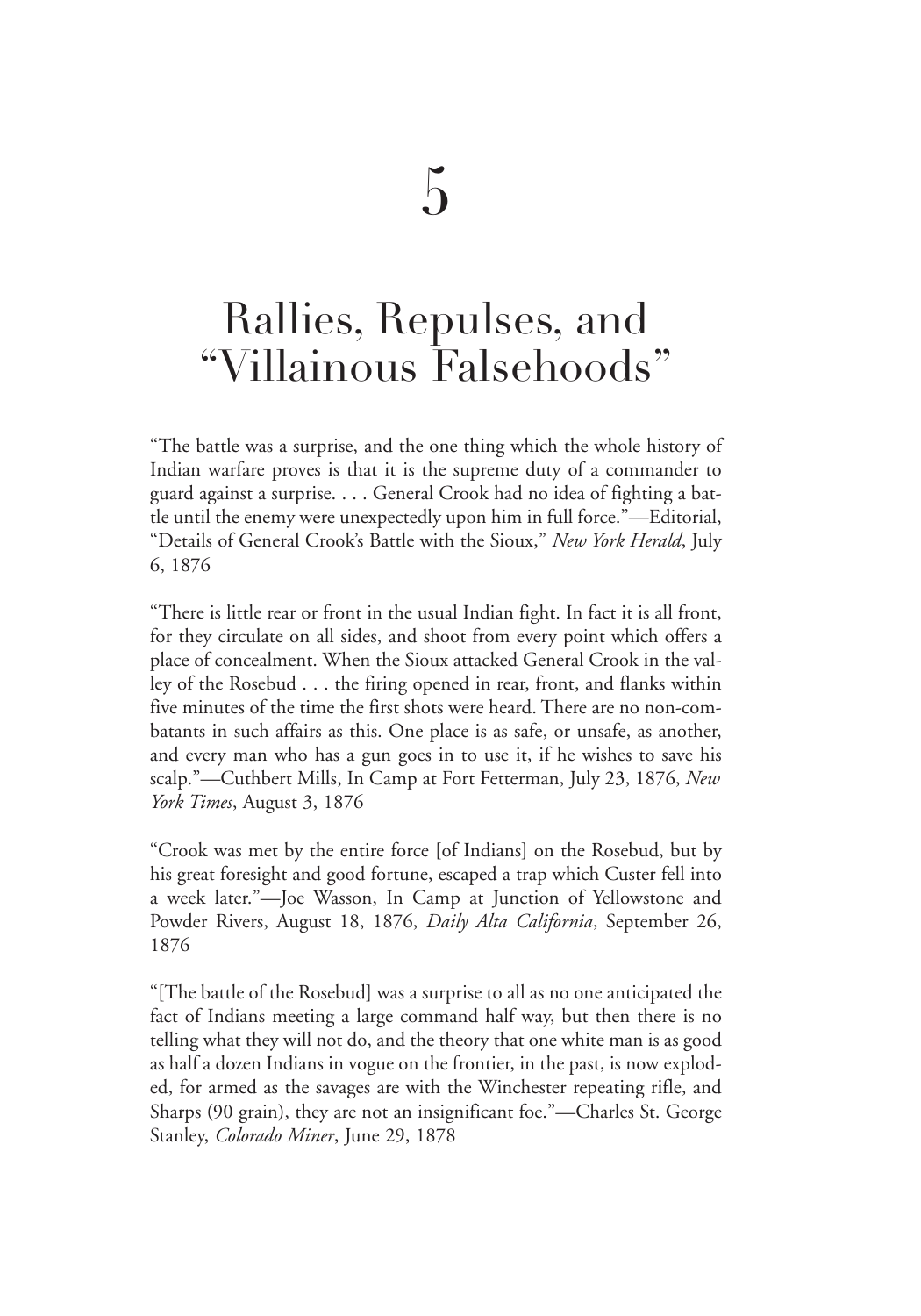# 5

# Rallies, Repulses, and "Villainous Falsehoods"

"The battle was a surprise, and the one thing which the whole history of Indian warfare proves is that it is the supreme duty of a commander to guard against a surprise. . . . General Crook had no idea of fighting a battle until the enemy were unexpectedly upon him in full force."—Editorial, "Details of General Crook's Battle with the Sioux," *New York Herald*, July 6, 1876

"There is little rear or front in the usual Indian fight. In fact it is all front, for they circulate on all sides, and shoot from every point which offers a place of concealment. When the Sioux attacked General Crook in the valley of the Rosebud . . . the firing opened in rear, front, and flanks within five minutes of the time the first shots were heard. There are no non-combatants in such affairs as this. One place is as safe, or unsafe, as another, and every man who has a gun goes in to use it, if he wishes to save his scalp."—Cuthbert Mills, In Camp at Fort Fetterman, July 23, 1876, *New York Times*, August 3, 1876

"Crook was met by the entire force [of Indians] on the Rosebud, but by his great foresight and good fortune, escaped a trap which Custer fell into a week later."—Joe Wasson, In Camp at Junction of Yellowstone and Powder Rivers, August 18, 1876, *Daily Alta California*, September 26, 1876

"[The battle of the Rosebud] was a surprise to all as no one anticipated the fact of Indians meeting a large command half way, but then there is no telling what they will not do, and the theory that one white man is as good as half a dozen Indians in vogue on the frontier, in the past, is now exploded, for armed as the savages are with the Winchester repeating rifle, and Sharps (90 grain), they are not an insignificant foe."—Charles St. George Stanley, *Colorado Miner*, June 29, 1878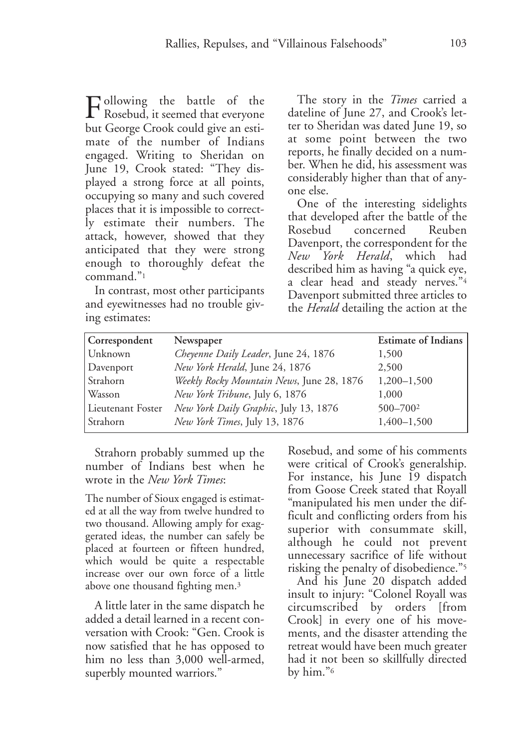Following the battle of the Rosebud, it seemed that everyone but George Crook could give an estimate of the number of Indians engaged. Writing to Sheridan on June 19, Crook stated: "They displayed a strong force at all points, occupying so many and such covered places that it is impossible to correctly estimate their numbers. The attack, however, showed that they anticipated that they were strong enough to thoroughly defeat the command."[1]

In contrast, most other participants and eyewitnesses had no trouble giving estimates:

| Correspondent | Newspaper | Estimate of Indians |
|---|---|---|
| Unknown | *Cheyenne Daily Leader*, June 24, 1876 | 1,500 |
| Davenport | *New York Herald*, June 24, 1876 | 2,500 |
| Strahorn | *Weekly Rocky Mountain News*, June 28, 1876 | 1,200–1,500 |
| Wasson | *New York Tribune*, July 6, 1876 | 1,000 |
| Lieutenant Foster | *New York Daily Graphic*, July 13, 1876 | 500–700[2] |
| Strahorn | *New York Times*, July 13, 1876 | 1,400–1,500 |

Strahorn probably summed up the number of Indians best when he wrote in the *New York Times*:

> The number of Sioux engaged is estimated at all the way from twelve hundred to two thousand. Allowing amply for exaggerated ideas, the number can safely be placed at fourteen or fifteen hundred, which would be quite a respectable increase over our own force of a little above one thousand fighting men.[3]

A little later in the same dispatch he added a detail learned in a recent conversation with Crook: "Gen. Crook is now satisfied that he has opposed to him no less than 3,000 well-armed, superbly mounted warriors."

The story in the *Times* carried a dateline of June 27, and Crook's letter to Sheridan was dated June 19, so at some point between the two reports, he finally decided on a number. When he did, his assessment was considerably higher than that of anyone else.

One of the interesting sidelights that developed after the battle of the Rosebud concerned Reuben Davenport, the correspondent for the *New York Herald*, which had described him as having "a quick eye, a clear head and steady nerves."[4] Davenport submitted three articles to the *Herald* detailing the action at the Rosebud, and some of his comments were critical of Crook's generalship. For instance, his June 19 dispatch from Goose Creek stated that Royall "manipulated his men under the difficult and conflicting orders from his superior with consummate skill, although he could not prevent unnecessary sacrifice of life without risking the penalty of disobedience."[5]

And his June 20 dispatch added insult to injury: "Colonel Royall was circumscribed by orders [from Crook] in every one of his movements, and the disaster attending the retreat would have been much greater had it not been so skillfully directed by him."[6]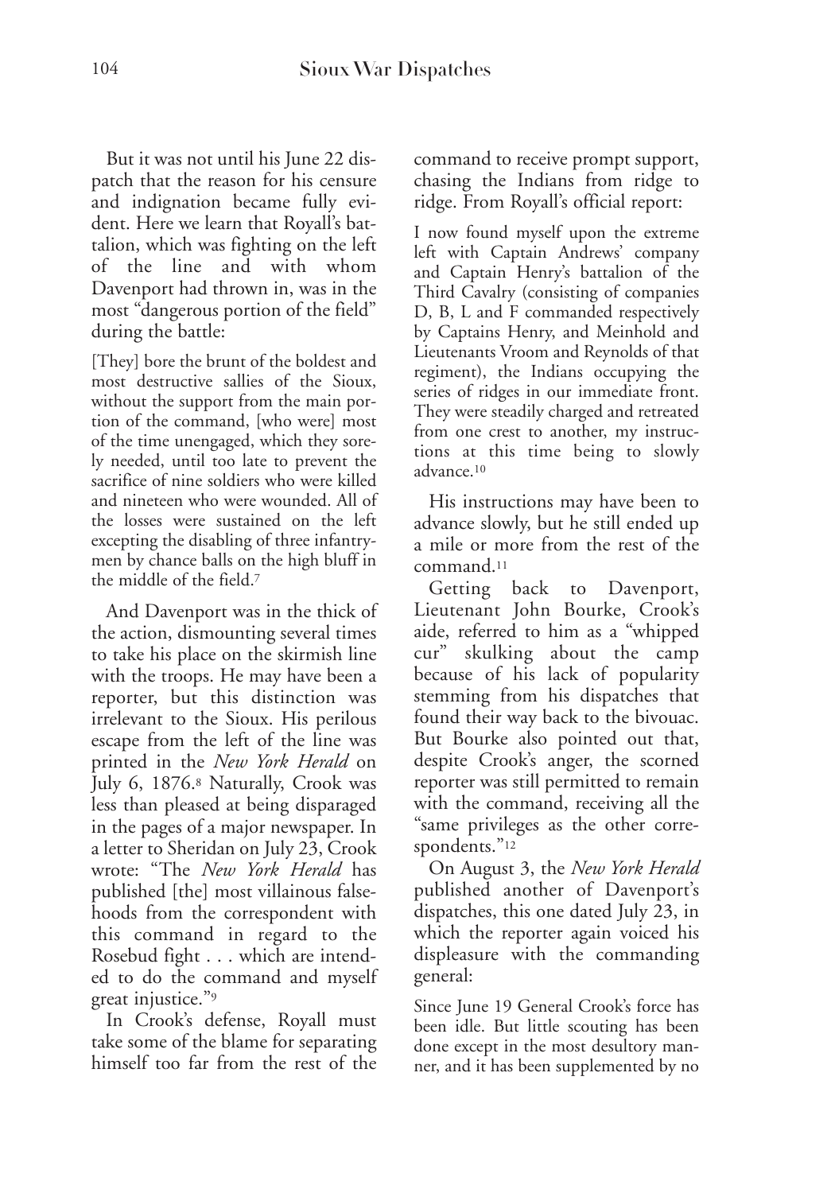But it was not until his June 22 dispatch that the reason for his censure and indignation became fully evident. Here we learn that Royall's battalion, which was fighting on the left of the line and with whom Davenport had thrown in, was in the most "dangerous portion of the field" during the battle:

> [They] bore the brunt of the boldest and most destructive sallies of the Sioux, without the support from the main portion of the command, [who were] most of the time unengaged, which they sorely needed, until too late to prevent the sacrifice of nine soldiers who were killed and nineteen who were wounded. All of the losses were sustained on the left excepting the disabling of three infantrymen by chance balls on the high bluff in the middle of the field.[7]

And Davenport was in the thick of the action, dismounting several times to take his place on the skirmish line with the troops. He may have been a reporter, but this distinction was irrelevant to the Sioux. His perilous escape from the left of the line was printed in the *New York Herald* on July 6, 1876.[8] Naturally, Crook was less than pleased at being disparaged in the pages of a major newspaper. In a letter to Sheridan on July 23, Crook wrote: "The *New York Herald* has published [the] most villainous falsehoods from the correspondent with this command in regard to the Rosebud fight . . . which are intended to do the command and myself great injustice."[9]

In Crook's defense, Royall must take some of the blame for separating himself too far from the rest of the command to receive prompt support, chasing the Indians from ridge to ridge. From Royall's official report:

> I now found myself upon the extreme left with Captain Andrews' company and Captain Henry's battalion of the Third Cavalry (consisting of companies D, B, L and F commanded respectively by Captains Henry, and Meinhold and Lieutenants Vroom and Reynolds of that regiment), the Indians occupying the series of ridges in our immediate front. They were steadily charged and retreated from one crest to another, my instructions at this time being to slowly advance.[10]

His instructions may have been to advance slowly, but he still ended up a mile or more from the rest of the command.[11]

Getting back to Davenport, Lieutenant John Bourke, Crook's aide, referred to him as a "whipped cur" skulking about the camp because of his lack of popularity stemming from his dispatches that found their way back to the bivouac. But Bourke also pointed out that, despite Crook's anger, the scorned reporter was still permitted to remain with the command, receiving all the "same privileges as the other correspondents."[12]

On August 3, the *New York Herald* published another of Davenport's dispatches, this one dated July 23, in which the reporter again voiced his displeasure with the commanding general:

> Since June 19 General Crook's force has been idle. But little scouting has been done except in the most desultory manner, and it has been supplemented by no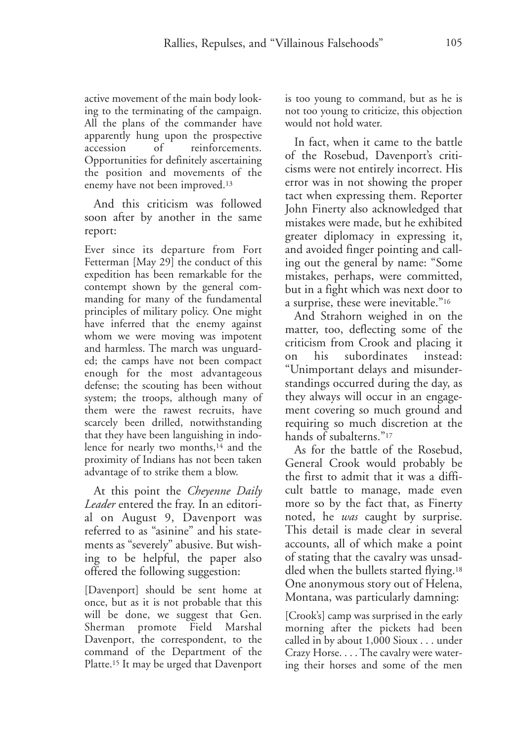active movement of the main body looking to the terminating of the campaign. All the plans of the commander have apparently hung upon the prospective accession of reinforcements. Opportunities for definitely ascertaining the position and movements of the enemy have not been improved.[13]

And this criticism was followed soon after by another in the same report:

> Ever since its departure from Fort Fetterman [May 29] the conduct of this expedition has been remarkable for the contempt shown by the general commanding for many of the fundamental principles of military policy. One might have inferred that the enemy against whom we were moving was impotent and harmless. The march was unguarded; the camps have not been compact enough for the most advantageous defense; the scouting has been without system; the troops, although many of them were the rawest recruits, have scarcely been drilled, notwithstanding that they have been languishing in indolence for nearly two months,[14] and the proximity of Indians has not been taken advantage of to strike them a blow.

At this point the *Cheyenne Daily Leader* entered the fray. In an editorial on August 9, Davenport was referred to as "asinine" and his statements as "severely" abusive. But wishing to be helpful, the paper also offered the following suggestion:

> [Davenport] should be sent home at once, but as it is not probable that this will be done, we suggest that Gen. Sherman promote Field Marshal Davenport, the correspondent, to the command of the Department of the Platte.[15] It may be urged that Davenport is too young to command, but as he is not too young to criticize, this objection would not hold water.

In fact, when it came to the battle of the Rosebud, Davenport's criticisms were not entirely incorrect. His error was in not showing the proper tact when expressing them. Reporter John Finerty also acknowledged that mistakes were made, but he exhibited greater diplomacy in expressing it, and avoided finger pointing and calling out the general by name: "Some mistakes, perhaps, were committed, but in a fight which was next door to a surprise, these were inevitable."[16]

And Strahorn weighed in on the matter, too, deflecting some of the criticism from Crook and placing it on his subordinates instead: "Unimportant delays and misunderstandings occurred during the day, as they always will occur in an engagement covering so much ground and requiring so much discretion at the hands of subalterns."[17]

As for the battle of the Rosebud, General Crook would probably be the first to admit that it was a difficult battle to manage, made even more so by the fact that, as Finerty noted, he *was* caught by surprise. This detail is made clear in several accounts, all of which make a point of stating that the cavalry was unsaddled when the bullets started flying.[18] One anonymous story out of Helena, Montana, was particularly damning:

> [Crook's] camp was surprised in the early morning after the pickets had been called in by about 1,000 Sioux . . . under Crazy Horse. . . . The cavalry were watering their horses and some of the men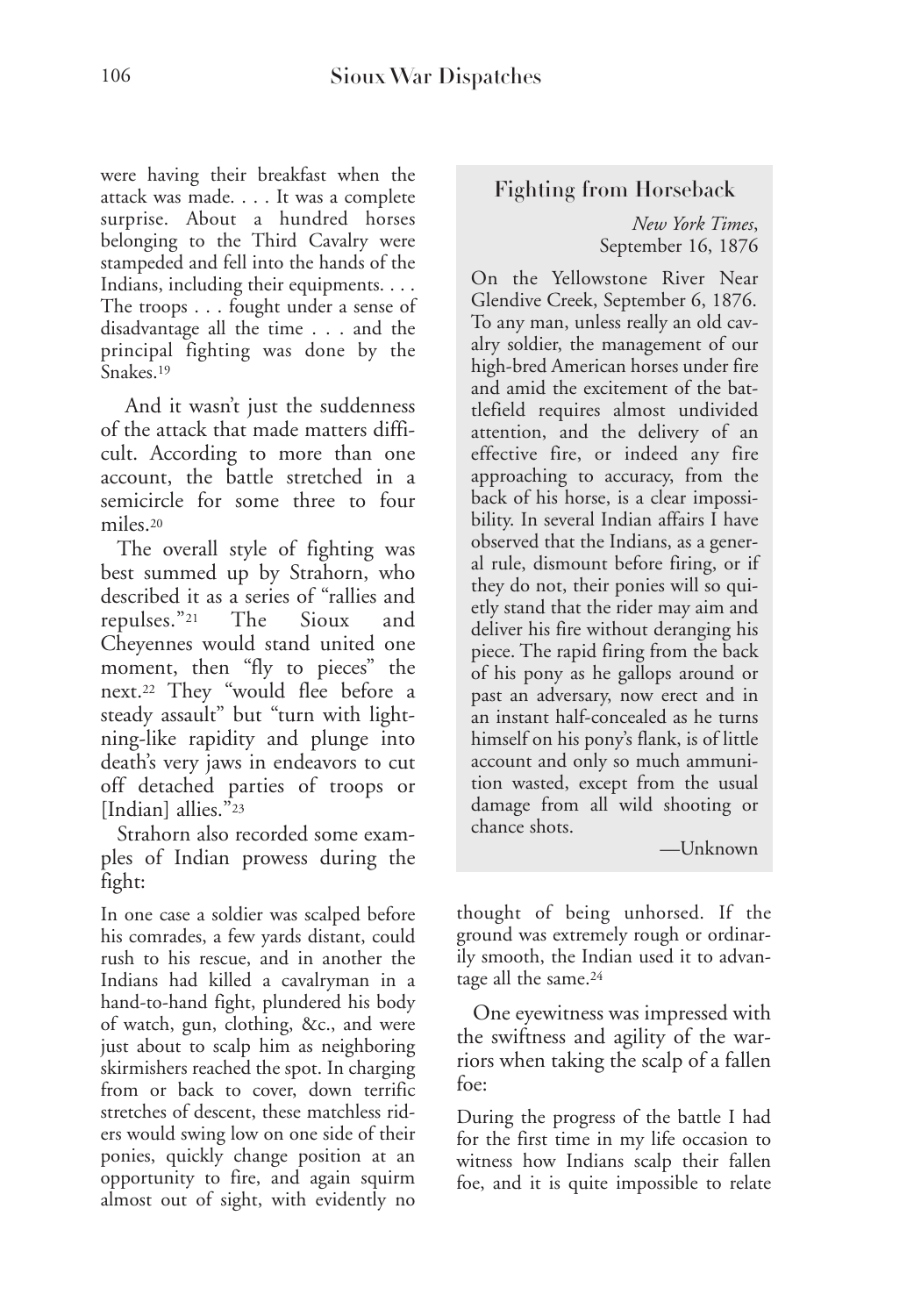were having their breakfast when the attack was made. . . . It was a complete surprise. About a hundred horses belonging to the Third Cavalry were stampeded and fell into the hands of the Indians, including their equipments. . . . The troops . . . fought under a sense of disadvantage all the time . . . and the principal fighting was done by the Snakes.[19]

And it wasn't just the suddenness of the attack that made matters difficult. According to more than one account, the battle stretched in a semicircle for some three to four miles.[20]

The overall style of fighting was best summed up by Strahorn, who described it as a series of "rallies and repulses."[21] The Sioux and Cheyennes would stand united one moment, then "fly to pieces" the next.[22] They "would flee before a steady assault" but "turn with lightning-like rapidity and plunge into death's very jaws in endeavors to cut off detached parties of troops or [Indian] allies."[23]

Strahorn also recorded some examples of Indian prowess during the fight:

In one case a soldier was scalped before his comrades, a few yards distant, could rush to his rescue, and in another the Indians had killed a cavalryman in a hand-to-hand fight, plundered his body of watch, gun, clothing, &c., and were just about to scalp him as neighboring skirmishers reached the spot. In charging from or back to cover, down terrific stretches of descent, these matchless riders would swing low on one side of their ponies, quickly change position at an opportunity to fire, and again squirm almost out of sight, with evidently no thought of being unhorsed. If the ground was extremely rough or ordinarily smooth, the Indian used it to advantage all the same.[24]

One eyewitness was impressed with the swiftness and agility of the warriors when taking the scalp of a fallen foe:

During the progress of the battle I had for the first time in my life occasion to witness how Indians scalp their fallen foe, and it is quite impossible to relate

### Fighting from Horseback

*New York Times*, September 16, 1876

On the Yellowstone River Near Glendive Creek, September 6, 1876. To any man, unless really an old cavalry soldier, the management of our high-bred American horses under fire and amid the excitement of the battlefield requires almost undivided attention, and the delivery of an effective fire, or indeed any fire approaching to accuracy, from the back of his horse, is a clear impossibility. In several Indian affairs I have observed that the Indians, as a general rule, dismount before firing, or if they do not, their ponies will so quietly stand that the rider may aim and deliver his fire without deranging his piece. The rapid firing from the back of his pony as he gallops around or past an adversary, now erect and in an instant half-concealed as he turns himself on his pony's flank, is of little account and only so much ammunition wasted, except from the usual damage from all wild shooting or chance shots.

—Unknown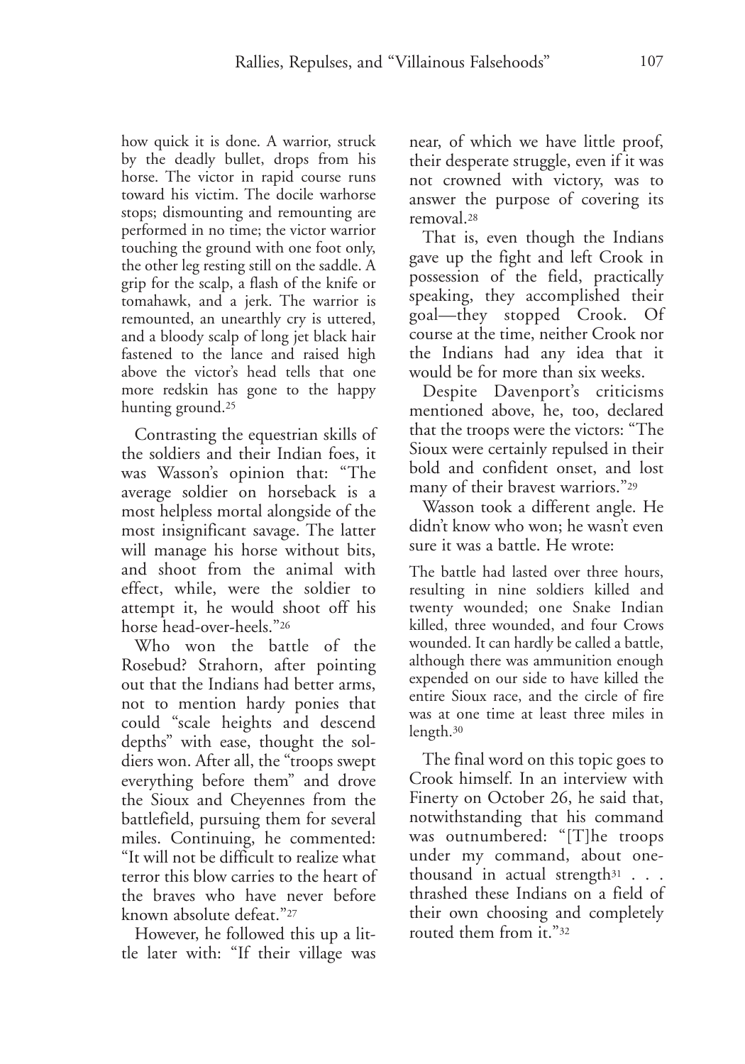how quick it is done. A warrior, struck by the deadly bullet, drops from his horse. The victor in rapid course runs toward his victim. The docile warhorse stops; dismounting and remounting are performed in no time; the victor warrior touching the ground with one foot only, the other leg resting still on the saddle. A grip for the scalp, a flash of the knife or tomahawk, and a jerk. The warrior is remounted, an unearthly cry is uttered, and a bloody scalp of long jet black hair fastened to the lance and raised high above the victor's head tells that one more redskin has gone to the happy hunting ground.[25]

Contrasting the equestrian skills of the soldiers and their Indian foes, it was Wasson's opinion that: "The average soldier on horseback is a most helpless mortal alongside of the most insignificant savage. The latter will manage his horse without bits, and shoot from the animal with effect, while, were the soldier to attempt it, he would shoot off his horse head-over-heels."[26]

Who won the battle of the Rosebud? Strahorn, after pointing out that the Indians had better arms, not to mention hardy ponies that could "scale heights and descend depths" with ease, thought the soldiers won. After all, the "troops swept everything before them" and drove the Sioux and Cheyennes from the battlefield, pursuing them for several miles. Continuing, he commented: "It will not be difficult to realize what terror this blow carries to the heart of the braves who have never before known absolute defeat."[27]

However, he followed this up a little later with: "If their village was near, of which we have little proof, their desperate struggle, even if it was not crowned with victory, was to answer the purpose of covering its removal.[28]

That is, even though the Indians gave up the fight and left Crook in possession of the field, practically speaking, they accomplished their goal—they stopped Crook. Of course at the time, neither Crook nor the Indians had any idea that it would be for more than six weeks.

Despite Davenport's criticisms mentioned above, he, too, declared that the troops were the victors: "The Sioux were certainly repulsed in their bold and confident onset, and lost many of their bravest warriors."[29]

Wasson took a different angle. He didn't know who won; he wasn't even sure it was a battle. He wrote:

> The battle had lasted over three hours, resulting in nine soldiers killed and twenty wounded; one Snake Indian killed, three wounded, and four Crows wounded. It can hardly be called a battle, although there was ammunition enough expended on our side to have killed the entire Sioux race, and the circle of fire was at one time at least three miles in length.[30]

The final word on this topic goes to Crook himself. In an interview with Finerty on October 26, he said that, notwithstanding that his command was outnumbered: "[T]he troops under my command, about one-thousand in actual strength[31] . . . thrashed these Indians on a field of their own choosing and completely routed them from it."[32]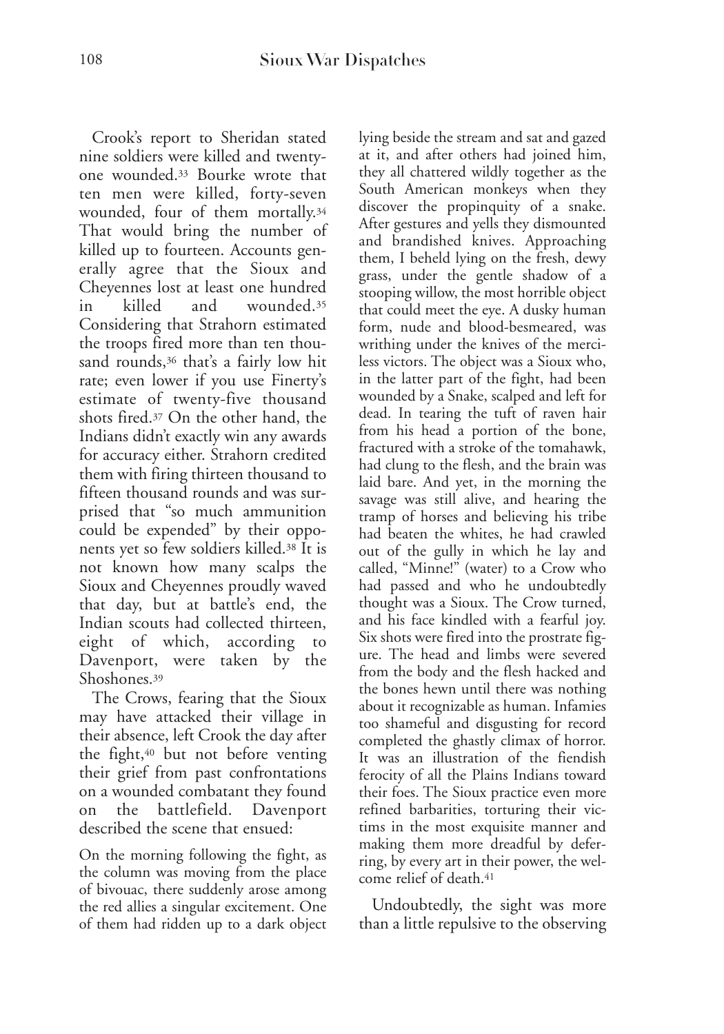Crook's report to Sheridan stated nine soldiers were killed and twenty-one wounded.[33] Bourke wrote that ten men were killed, forty-seven wounded, four of them mortally.[34] That would bring the number of killed up to fourteen. Accounts generally agree that the Sioux and Cheyennes lost at least one hundred in killed and wounded.[35] Considering that Strahorn estimated the troops fired more than ten thousand rounds,[36] that's a fairly low hit rate; even lower if you use Finerty's estimate of twenty-five thousand shots fired.[37] On the other hand, the Indians didn't exactly win any awards for accuracy either. Strahorn credited them with firing thirteen thousand to fifteen thousand rounds and was surprised that "so much ammunition could be expended" by their opponents yet so few soldiers killed.[38] It is not known how many scalps the Sioux and Cheyennes proudly waved that day, but at battle's end, the Indian scouts had collected thirteen, eight of which, according to Davenport, were taken by the Shoshones.[39]

The Crows, fearing that the Sioux may have attacked their village in their absence, left Crook the day after the fight,[40] but not before venting their grief from past confrontations on a wounded combatant they found on the battlefield. Davenport described the scene that ensued:

> On the morning following the fight, as the column was moving from the place of bivouac, there suddenly arose among the red allies a singular excitement. One of them had ridden up to a dark object lying beside the stream and sat and gazed at it, and after others had joined him, they all chattered wildly together as the South American monkeys when they discover the propinquity of a snake. After gestures and yells they dismounted and brandished knives. Approaching them, I beheld lying on the fresh, dewy grass, under the gentle shadow of a stooping willow, the most horrible object that could meet the eye. A dusky human form, nude and blood-besmeared, was writhing under the knives of the merciless victors. The object was a Sioux who, in the latter part of the fight, had been wounded by a Snake, scalped and left for dead. In tearing the tuft of raven hair from his head a portion of the bone, fractured with a stroke of the tomahawk, had clung to the flesh, and the brain was laid bare. And yet, in the morning the savage was still alive, and hearing the tramp of horses and believing his tribe had beaten the whites, he had crawled out of the gully in which he lay and called, "Minne!" (water) to a Crow who had passed and who he undoubtedly thought was a Sioux. The Crow turned, and his face kindled with a fearful joy. Six shots were fired into the prostrate figure. The head and limbs were severed from the body and the flesh hacked and the bones hewn until there was nothing about it recognizable as human. Infamies too shameful and disgusting for record completed the ghastly climax of horror. It was an illustration of the fiendish ferocity of all the Plains Indians toward their foes. The Sioux practice even more refined barbarities, torturing their victims in the most exquisite manner and making them more dreadful by deferring, by every art in their power, the welcome relief of death.[41]

Undoubtedly, the sight was more than a little repulsive to the observing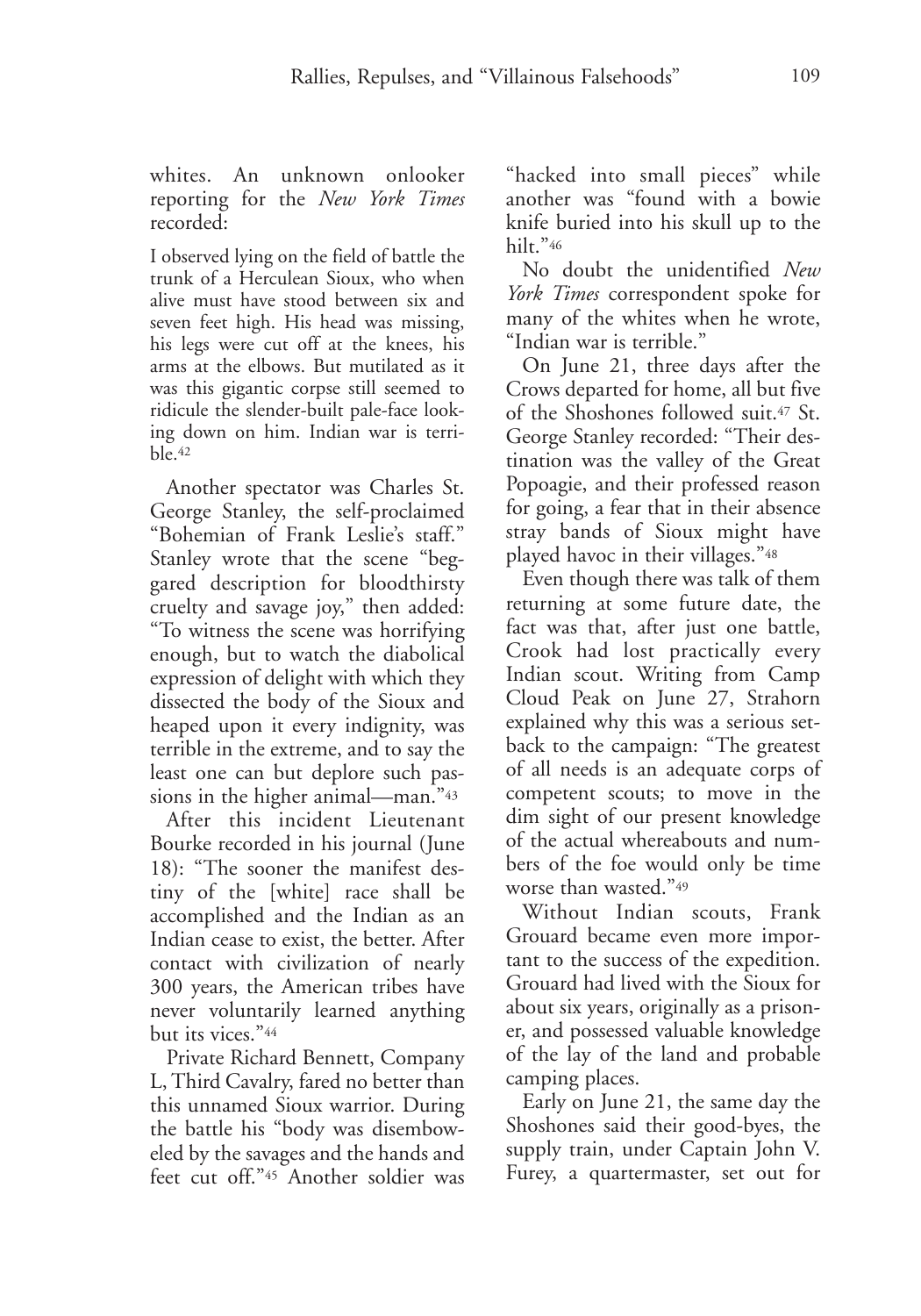whites. An unknown onlooker reporting for the *New York Times* recorded:

> I observed lying on the field of battle the trunk of a Herculean Sioux, who when alive must have stood between six and seven feet high. His head was missing, his legs were cut off at the knees, his arms at the elbows. But mutilated as it was this gigantic corpse still seemed to ridicule the slender-built pale-face looking down on him. Indian war is terrible.[42]

Another spectator was Charles St. George Stanley, the self-proclaimed "Bohemian of Frank Leslie's staff." Stanley wrote that the scene "beggared description for bloodthirsty cruelty and savage joy," then added: "To witness the scene was horrifying enough, but to watch the diabolical expression of delight with which they dissected the body of the Sioux and heaped upon it every indignity, was terrible in the extreme, and to say the least one can but deplore such passions in the higher animal—man."[43]

After this incident Lieutenant Bourke recorded in his journal (June 18): "The sooner the manifest destiny of the [white] race shall be accomplished and the Indian as an Indian cease to exist, the better. After contact with civilization of nearly 300 years, the American tribes have never voluntarily learned anything but its vices."[44]

Private Richard Bennett, Company L, Third Cavalry, fared no better than this unnamed Sioux warrior. During the battle his "body was disemboweled by the savages and the hands and feet cut off."[45] Another soldier was "hacked into small pieces" while another was "found with a bowie knife buried into his skull up to the hilt."[46]

No doubt the unidentified *New York Times* correspondent spoke for many of the whites when he wrote, "Indian war is terrible."

On June 21, three days after the Crows departed for home, all but five of the Shoshones followed suit.[47] St. George Stanley recorded: "Their destination was the valley of the Great Popoagie, and their professed reason for going, a fear that in their absence stray bands of Sioux might have played havoc in their villages."[48]

Even though there was talk of them returning at some future date, the fact was that, after just one battle, Crook had lost practically every Indian scout. Writing from Camp Cloud Peak on June 27, Strahorn explained why this was a serious setback to the campaign: "The greatest of all needs is an adequate corps of competent scouts; to move in the dim sight of our present knowledge of the actual whereabouts and numbers of the foe would only be time worse than wasted."[49]

Without Indian scouts, Frank Grouard became even more important to the success of the expedition. Grouard had lived with the Sioux for about six years, originally as a prisoner, and possessed valuable knowledge of the lay of the land and probable camping places.

Early on June 21, the same day the Shoshones said their good-byes, the supply train, under Captain John V. Furey, a quartermaster, set out for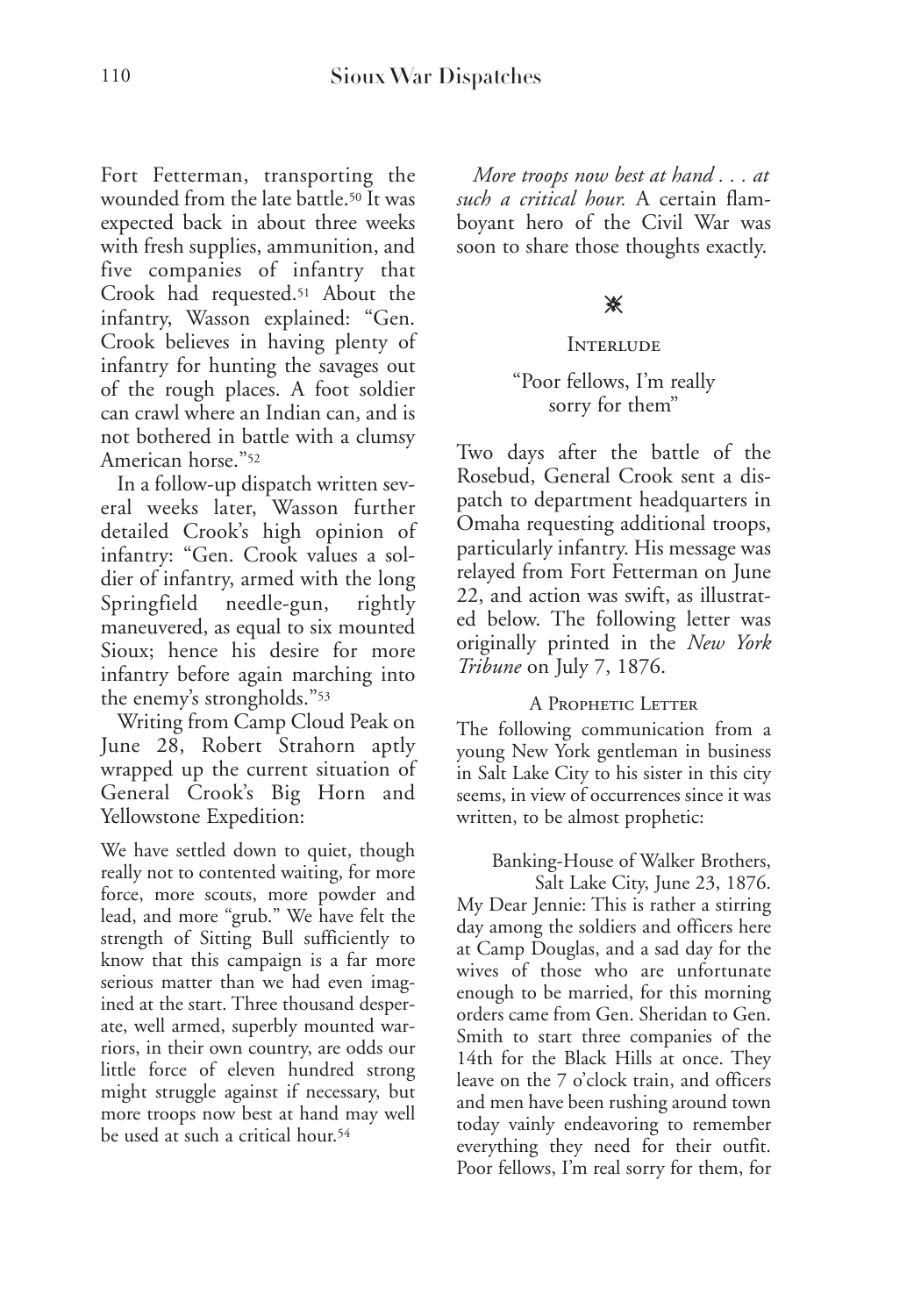Fort Fetterman, transporting the wounded from the late battle.[50] It was expected back in about three weeks with fresh supplies, ammunition, and five companies of infantry that Crook had requested.[51] About the infantry, Wasson explained: "Gen. Crook believes in having plenty of infantry for hunting the savages out of the rough places. A foot soldier can crawl where an Indian can, and is not bothered in battle with a clumsy American horse."[52]

In a follow-up dispatch written several weeks later, Wasson further detailed Crook's high opinion of infantry: "Gen. Crook values a soldier of infantry, armed with the long Springfield needle-gun, rightly maneuvered, as equal to six mounted Sioux; hence his desire for more infantry before again marching into the enemy's strongholds."[53]

Writing from Camp Cloud Peak on June 28, Robert Strahorn aptly wrapped up the current situation of General Crook's Big Horn and Yellowstone Expedition:

> We have settled down to quiet, though really not to contented waiting, for more force, more scouts, more powder and lead, and more "grub." We have felt the strength of Sitting Bull sufficiently to know that this campaign is a far more serious matter than we had even imagined at the start. Three thousand desperate, well armed, superbly mounted warriors, in their own country, are odds our little force of eleven hundred strong might struggle against if necessary, but more troops now best at hand may well be used at such a critical hour.[54]

*More troops now best at hand . . . at such a critical hour.* A certain flamboyant hero of the Civil War was soon to share those thoughts exactly.

⁂

## Interlude

### "Poor fellows, I'm really sorry for them"

Two days after the battle of the Rosebud, General Crook sent a dispatch to department headquarters in Omaha requesting additional troops, particularly infantry. His message was relayed from Fort Fetterman on June 22, and action was swift, as illustrated below. The following letter was originally printed in the *New York Tribune* on July 7, 1876.

#### A Prophetic Letter

The following communication from a young New York gentleman in business in Salt Lake City to his sister in this city seems, in view of occurrences since it was written, to be almost prophetic:

Banking-House of Walker Brothers,
Salt Lake City, June 23, 1876.

My Dear Jennie: This is rather a stirring day among the soldiers and officers here at Camp Douglas, and a sad day for the wives of those who are unfortunate enough to be married, for this morning orders came from Gen. Sheridan to Gen. Smith to start three companies of the 14th for the Black Hills at once. They leave on the 7 o'clock train, and officers and men have been rushing around town today vainly endeavoring to remember everything they need for their outfit. Poor fellows, I'm real sorry for them, for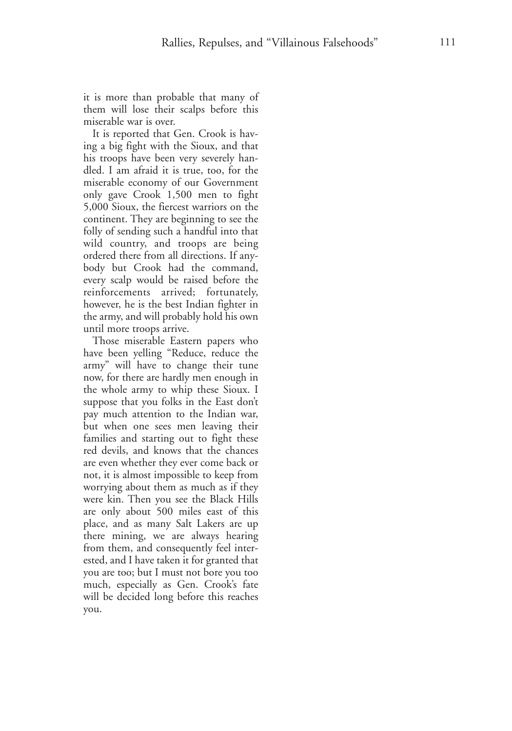it is more than probable that many of them will lose their scalps before this miserable war is over.

It is reported that Gen. Crook is having a big fight with the Sioux, and that his troops have been very severely handled. I am afraid it is true, too, for the miserable economy of our Government only gave Crook 1,500 men to fight 5,000 Sioux, the fiercest warriors on the continent. They are beginning to see the folly of sending such a handful into that wild country, and troops are being ordered there from all directions. If anybody but Crook had the command, every scalp would be raised before the reinforcements arrived; fortunately, however, he is the best Indian fighter in the army, and will probably hold his own until more troops arrive.

Those miserable Eastern papers who have been yelling "Reduce, reduce the army" will have to change their tune now, for there are hardly men enough in the whole army to whip these Sioux. I suppose that you folks in the East don't pay much attention to the Indian war, but when one sees men leaving their families and starting out to fight these red devils, and knows that the chances are even whether they ever come back or not, it is almost impossible to keep from worrying about them as much as if they were kin. Then you see the Black Hills are only about 500 miles east of this place, and as many Salt Lakers are up there mining, we are always hearing from them, and consequently feel interested, and I have taken it for granted that you are too; but I must not bore you too much, especially as Gen. Crook's fate will be decided long before this reaches you.